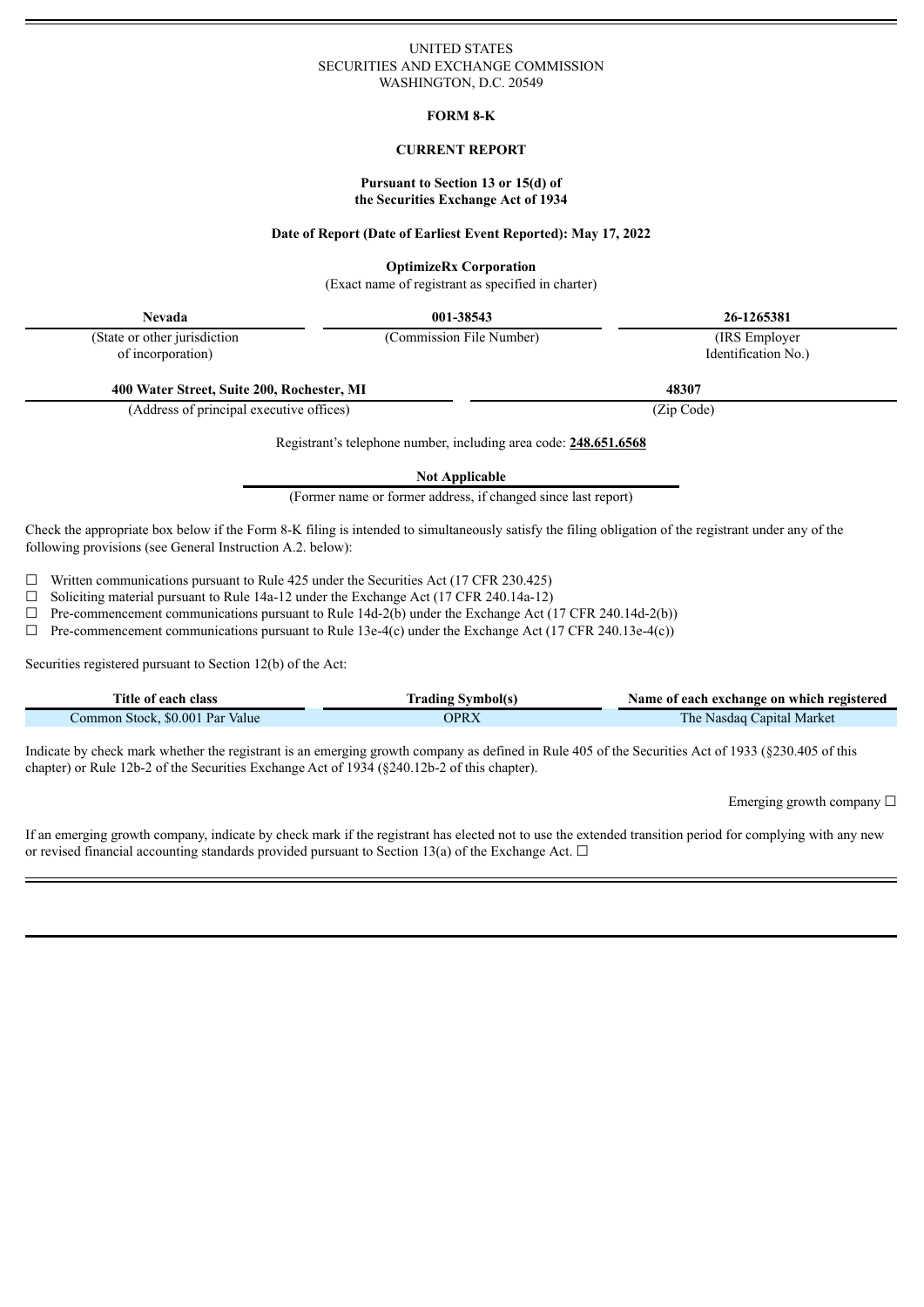UNITED STATES
SECURITIES AND EXCHANGE COMMISSION
WASHINGTON, D.C. 20549

**FORM 8-K**

**CURRENT REPORT**

**Pursuant to Section 13 or 15(d) of the Securities Exchange Act of 1934**

**Date of Report (Date of Earliest Event Reported): May 17, 2022**

**OptimizeRx Corporation**
(Exact name of registrant as specified in charter)

| **Nevada** | **001-38543** | **26-1265381** |
|---|---|---|
| (State or other jurisdiction of incorporation) | (Commission File Number) | (IRS Employer Identification No.) |

| **400 Water Street, Suite 200, Rochester, MI** | **48307** |
|---|---|
| (Address of principal executive offices) | (Zip Code) |

Registrant's telephone number, including area code: **248.651.6568**

**Not Applicable**
(Former name or former address, if changed since last report)

Check the appropriate box below if the Form 8-K filing is intended to simultaneously satisfy the filing obligation of the registrant under any of the following provisions (see General Instruction A.2. below):

☐ Written communications pursuant to Rule 425 under the Securities Act (17 CFR 230.425)
☐ Soliciting material pursuant to Rule 14a-12 under the Exchange Act (17 CFR 240.14a-12)
☐ Pre-commencement communications pursuant to Rule 14d-2(b) under the Exchange Act (17 CFR 240.14d-2(b))
☐ Pre-commencement communications pursuant to Rule 13e-4(c) under the Exchange Act (17 CFR 240.13e-4(c))

Securities registered pursuant to Section 12(b) of the Act:

| Title of each class | Trading Symbol(s) | Name of each exchange on which registered |
|---|---|---|
| Common Stock, $0.001 Par Value | OPRX | The Nasdaq Capital Market |

Indicate by check mark whether the registrant is an emerging growth company as defined in Rule 405 of the Securities Act of 1933 (§230.405 of this chapter) or Rule 12b-2 of the Securities Exchange Act of 1934 (§240.12b-2 of this chapter).

Emerging growth company ☐

If an emerging growth company, indicate by check mark if the registrant has elected not to use the extended transition period for complying with any new or revised financial accounting standards provided pursuant to Section 13(a) of the Exchange Act. ☐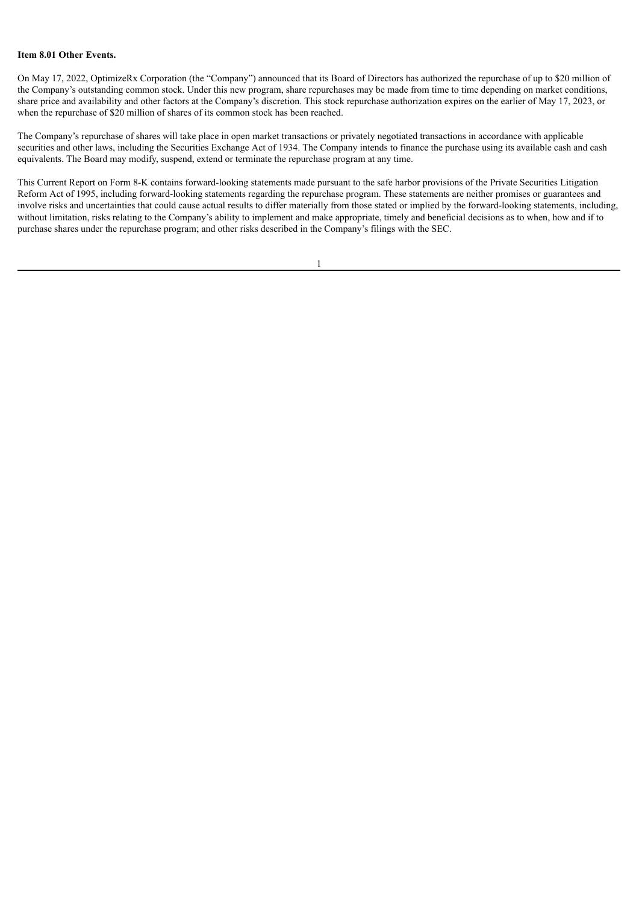**Item 8.01 Other Events.**

On May 17, 2022, OptimizeRx Corporation (the "Company") announced that its Board of Directors has authorized the repurchase of up to $20 million of the Company's outstanding common stock. Under this new program, share repurchases may be made from time to time depending on market conditions, share price and availability and other factors at the Company's discretion. This stock repurchase authorization expires on the earlier of May 17, 2023, or when the repurchase of $20 million of shares of its common stock has been reached.

The Company's repurchase of shares will take place in open market transactions or privately negotiated transactions in accordance with applicable securities and other laws, including the Securities Exchange Act of 1934. The Company intends to finance the purchase using its available cash and cash equivalents. The Board may modify, suspend, extend or terminate the repurchase program at any time.

This Current Report on Form 8-K contains forward-looking statements made pursuant to the safe harbor provisions of the Private Securities Litigation Reform Act of 1995, including forward-looking statements regarding the repurchase program. These statements are neither promises or guarantees and involve risks and uncertainties that could cause actual results to differ materially from those stated or implied by the forward-looking statements, including, without limitation, risks relating to the Company's ability to implement and make appropriate, timely and beneficial decisions as to when, how and if to purchase shares under the repurchase program; and other risks described in the Company's filings with the SEC.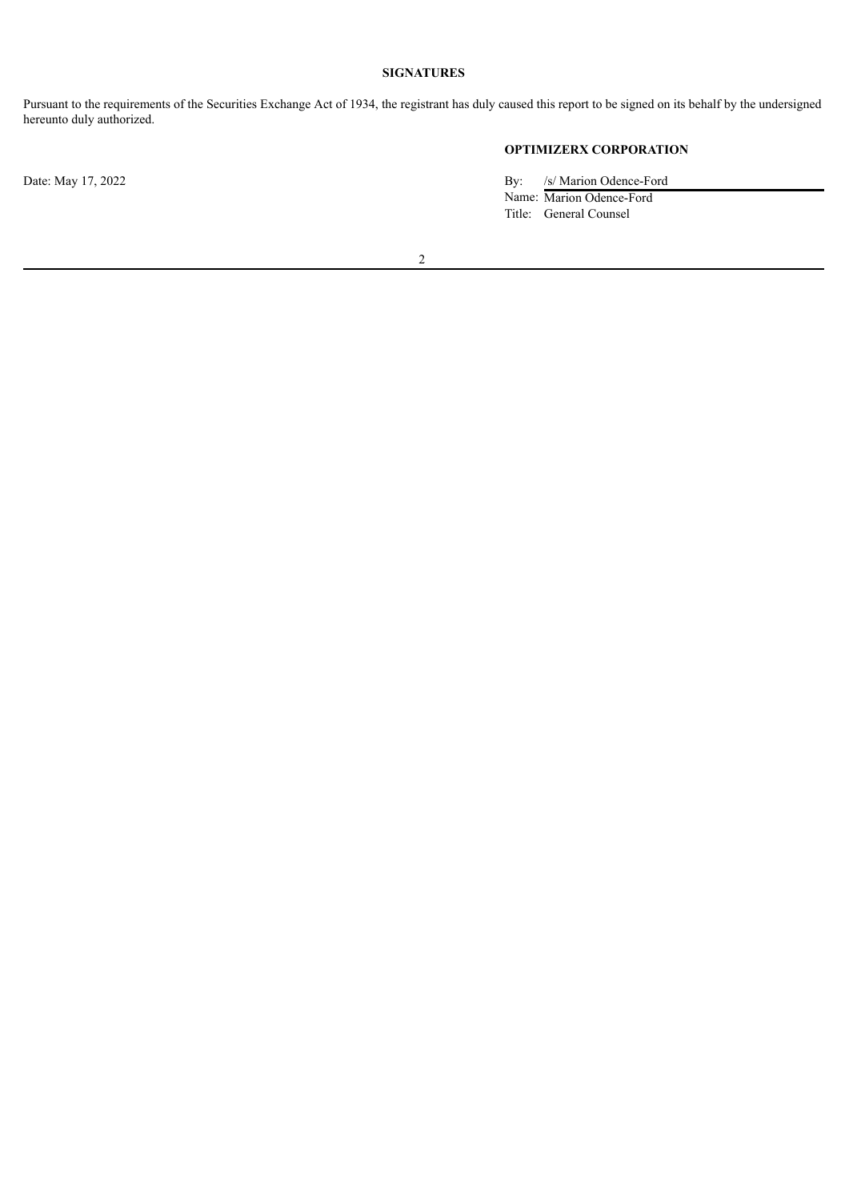**SIGNATURES**

Pursuant to the requirements of the Securities Exchange Act of 1934, the registrant has duly caused this report to be signed on its behalf by the undersigned hereunto duly authorized.

**OPTIMIZERX CORPORATION**

Date: May 17, 2022

By: /s/ Marion Odence-Ford
Name: Marion Odence-Ford
Title: General Counsel